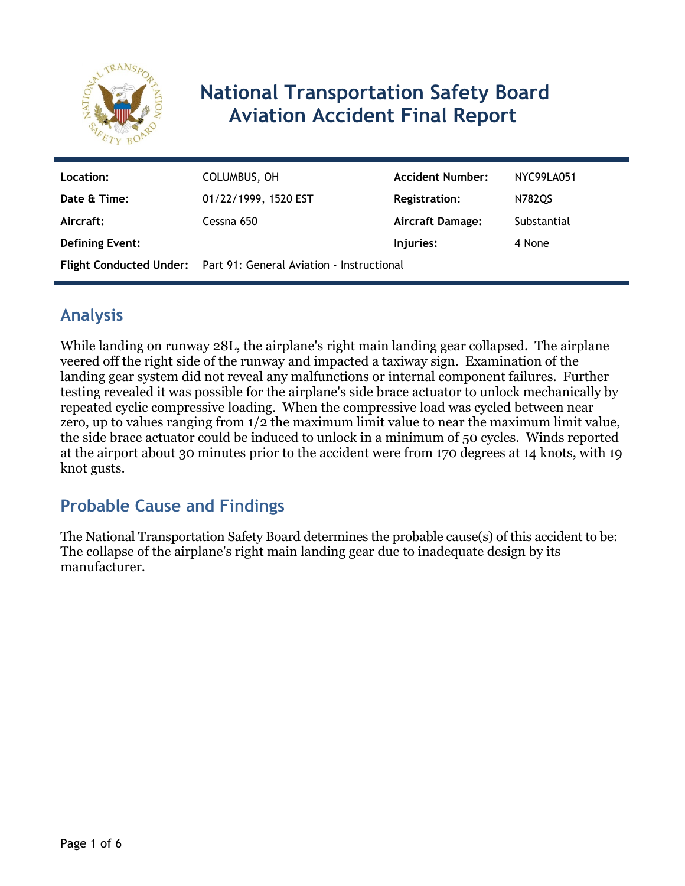# National Transportation Safety Board Aviation Accident Final Report

| | | | |
|---|---|---|---|
| **Location:** | COLUMBUS, OH | **Accident Number:** | NYC99LA051 |
| **Date & Time:** | 01/22/1999, 1520 EST | **Registration:** | N782QS |
| **Aircraft:** | Cessna 650 | **Aircraft Damage:** | Substantial |
| **Defining Event:** | | **Injuries:** | 4 None |
| **Flight Conducted Under:** | Part 91: General Aviation - Instructional | | |

## Analysis

While landing on runway 28L, the airplane's right main landing gear collapsed. The airplane veered off the right side of the runway and impacted a taxiway sign. Examination of the landing gear system did not reveal any malfunctions or internal component failures. Further testing revealed it was possible for the airplane's side brace actuator to unlock mechanically by repeated cyclic compressive loading. When the compressive load was cycled between near zero, up to values ranging from 1/2 the maximum limit value to near the maximum limit value, the side brace actuator could be induced to unlock in a minimum of 50 cycles. Winds reported at the airport about 30 minutes prior to the accident were from 170 degrees at 14 knots, with 19 knot gusts.

## Probable Cause and Findings

The National Transportation Safety Board determines the probable cause(s) of this accident to be:
The collapse of the airplane's right main landing gear due to inadequate design by its manufacturer.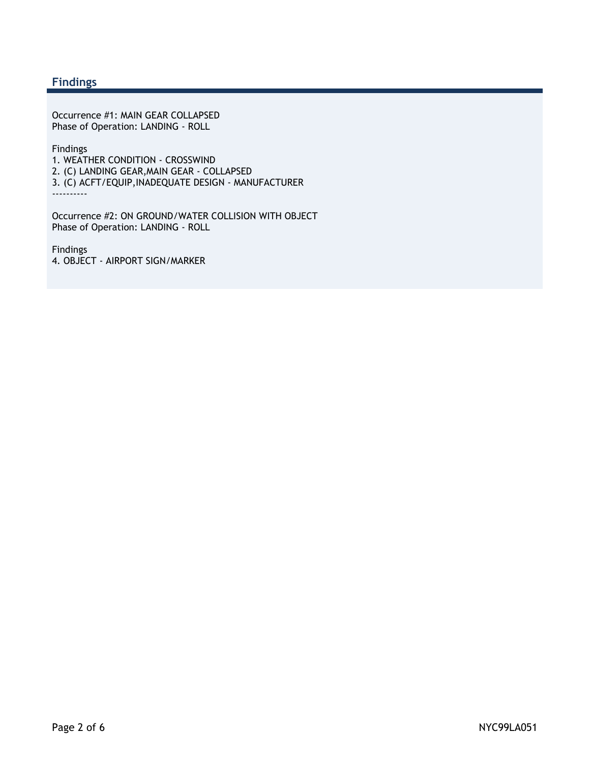## Findings

Occurrence #1: MAIN GEAR COLLAPSED
Phase of Operation: LANDING - ROLL

Findings
1. WEATHER CONDITION - CROSSWIND
2. (C) LANDING GEAR,MAIN GEAR - COLLAPSED
3. (C) ACFT/EQUIP,INADEQUATE DESIGN - MANUFACTURER

----------

Occurrence #2: ON GROUND/WATER COLLISION WITH OBJECT
Phase of Operation: LANDING - ROLL

Findings
4. OBJECT - AIRPORT SIGN/MARKER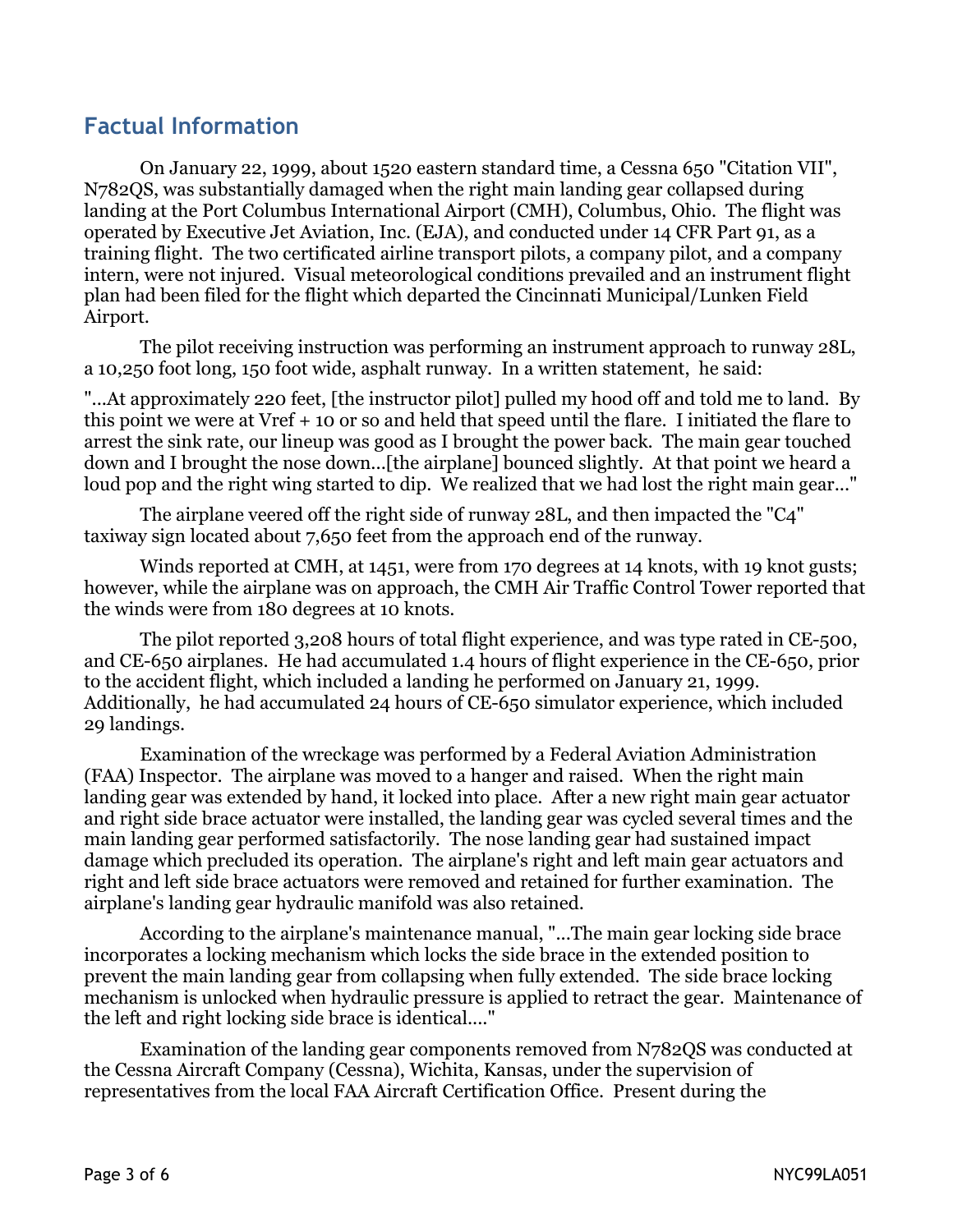## Factual Information

On January 22, 1999, about 1520 eastern standard time, a Cessna 650 "Citation VII", N782QS, was substantially damaged when the right main landing gear collapsed during landing at the Port Columbus International Airport (CMH), Columbus, Ohio. The flight was operated by Executive Jet Aviation, Inc. (EJA), and conducted under 14 CFR Part 91, as a training flight. The two certificated airline transport pilots, a company pilot, and a company intern, were not injured. Visual meteorological conditions prevailed and an instrument flight plan had been filed for the flight which departed the Cincinnati Municipal/Lunken Field Airport.

The pilot receiving instruction was performing an instrument approach to runway 28L, a 10,250 foot long, 150 foot wide, asphalt runway. In a written statement, he said:

"...At approximately 220 feet, [the instructor pilot] pulled my hood off and told me to land. By this point we were at Vref + 10 or so and held that speed until the flare. I initiated the flare to arrest the sink rate, our lineup was good as I brought the power back. The main gear touched down and I brought the nose down...[the airplane] bounced slightly. At that point we heard a loud pop and the right wing started to dip. We realized that we had lost the right main gear..."

The airplane veered off the right side of runway 28L, and then impacted the "C4" taxiway sign located about 7,650 feet from the approach end of the runway.

Winds reported at CMH, at 1451, were from 170 degrees at 14 knots, with 19 knot gusts; however, while the airplane was on approach, the CMH Air Traffic Control Tower reported that the winds were from 180 degrees at 10 knots.

The pilot reported 3,208 hours of total flight experience, and was type rated in CE-500, and CE-650 airplanes. He had accumulated 1.4 hours of flight experience in the CE-650, prior to the accident flight, which included a landing he performed on January 21, 1999. Additionally, he had accumulated 24 hours of CE-650 simulator experience, which included 29 landings.

Examination of the wreckage was performed by a Federal Aviation Administration (FAA) Inspector. The airplane was moved to a hanger and raised. When the right main landing gear was extended by hand, it locked into place. After a new right main gear actuator and right side brace actuator were installed, the landing gear was cycled several times and the main landing gear performed satisfactorily. The nose landing gear had sustained impact damage which precluded its operation. The airplane's right and left main gear actuators and right and left side brace actuators were removed and retained for further examination. The airplane's landing gear hydraulic manifold was also retained.

According to the airplane's maintenance manual, "...The main gear locking side brace incorporates a locking mechanism which locks the side brace in the extended position to prevent the main landing gear from collapsing when fully extended. The side brace locking mechanism is unlocked when hydraulic pressure is applied to retract the gear. Maintenance of the left and right locking side brace is identical...."

Examination of the landing gear components removed from N782QS was conducted at the Cessna Aircraft Company (Cessna), Wichita, Kansas, under the supervision of representatives from the local FAA Aircraft Certification Office. Present during the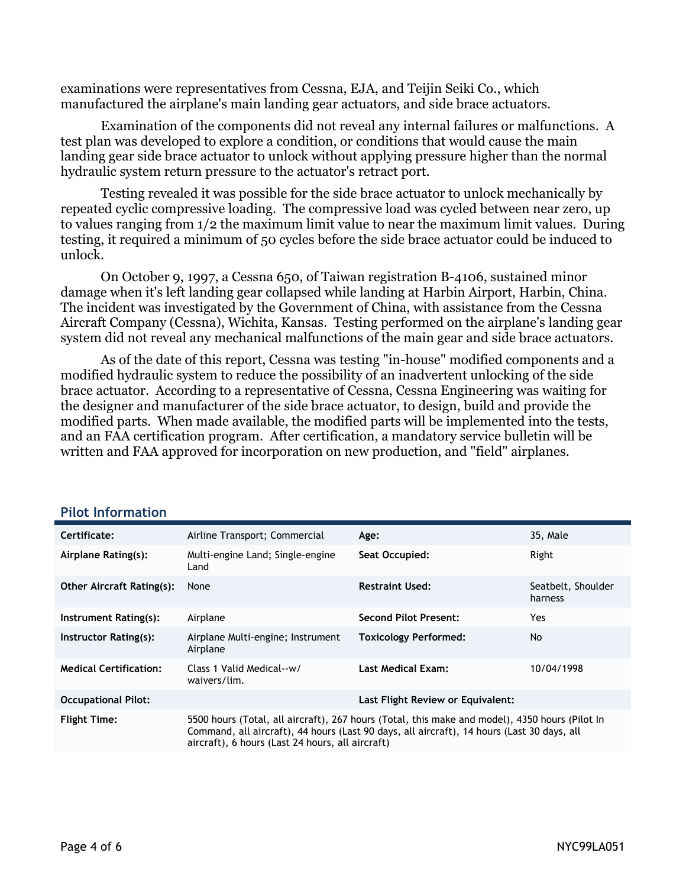examinations were representatives from Cessna, EJA, and Teijin Seiki Co., which manufactured the airplane's main landing gear actuators, and side brace actuators.

Examination of the components did not reveal any internal failures or malfunctions. A test plan was developed to explore a condition, or conditions that would cause the main landing gear side brace actuator to unlock without applying pressure higher than the normal hydraulic system return pressure to the actuator's retract port.

Testing revealed it was possible for the side brace actuator to unlock mechanically by repeated cyclic compressive loading. The compressive load was cycled between near zero, up to values ranging from 1/2 the maximum limit value to near the maximum limit values. During testing, it required a minimum of 50 cycles before the side brace actuator could be induced to unlock.

On October 9, 1997, a Cessna 650, of Taiwan registration B-4106, sustained minor damage when it's left landing gear collapsed while landing at Harbin Airport, Harbin, China. The incident was investigated by the Government of China, with assistance from the Cessna Aircraft Company (Cessna), Wichita, Kansas. Testing performed on the airplane's landing gear system did not reveal any mechanical malfunctions of the main gear and side brace actuators.

As of the date of this report, Cessna was testing "in-house" modified components and a modified hydraulic system to reduce the possibility of an inadvertent unlocking of the side brace actuator. According to a representative of Cessna, Cessna Engineering was waiting for the designer and manufacturer of the side brace actuator, to design, build and provide the modified parts. When made available, the modified parts will be implemented into the tests, and an FAA certification program. After certification, a mandatory service bulletin will be written and FAA approved for incorporation on new production, and "field" airplanes.

## Pilot Information

| | | | |
|---|---|---|---|
| **Certificate:** | Airline Transport; Commercial | **Age:** | 35, Male |
| **Airplane Rating(s):** | Multi-engine Land; Single-engine Land | **Seat Occupied:** | Right |
| **Other Aircraft Rating(s):** | None | **Restraint Used:** | Seatbelt, Shoulder harness |
| **Instrument Rating(s):** | Airplane | **Second Pilot Present:** | Yes |
| **Instructor Rating(s):** | Airplane Multi-engine; Instrument Airplane | **Toxicology Performed:** | No |
| **Medical Certification:** | Class 1 Valid Medical--w/ waivers/lim. | **Last Medical Exam:** | 10/04/1998 |
| **Occupational Pilot:** | | **Last Flight Review or Equivalent:** | |
| **Flight Time:** | 5500 hours (Total, all aircraft), 267 hours (Total, this make and model), 4350 hours (Pilot In Command, all aircraft), 44 hours (Last 90 days, all aircraft), 14 hours (Last 30 days, all aircraft), 6 hours (Last 24 hours, all aircraft) | | |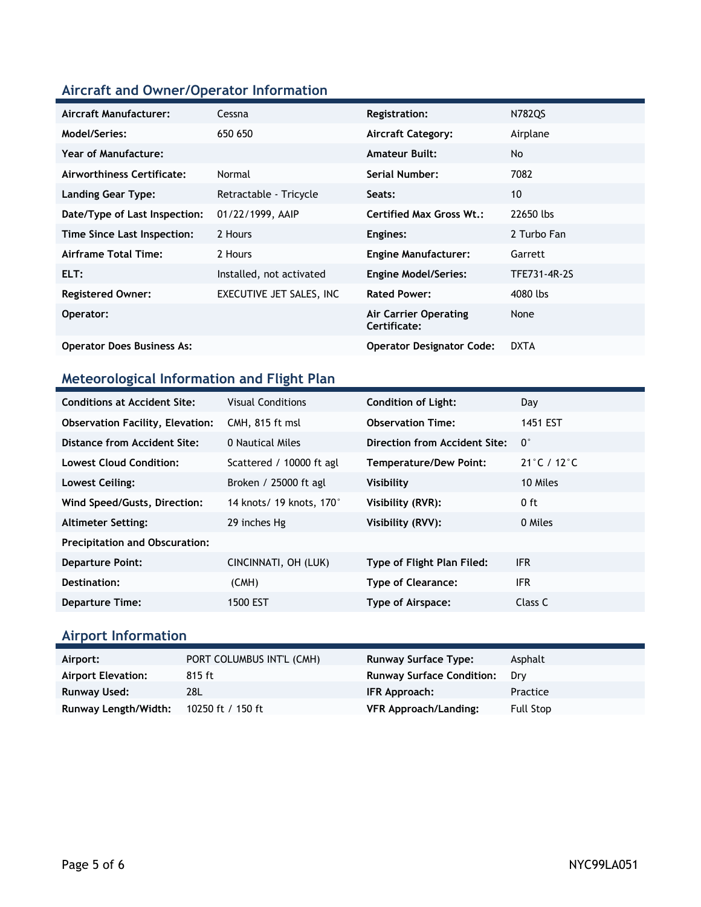## Aircraft and Owner/Operator Information

| | | | |
|---|---|---|---|
| **Aircraft Manufacturer:** | Cessna | **Registration:** | N782QS |
| **Model/Series:** | 650 650 | **Aircraft Category:** | Airplane |
| **Year of Manufacture:** | | **Amateur Built:** | No |
| **Airworthiness Certificate:** | Normal | **Serial Number:** | 7082 |
| **Landing Gear Type:** | Retractable - Tricycle | **Seats:** | 10 |
| **Date/Type of Last Inspection:** | 01/22/1999, AAIP | **Certified Max Gross Wt.:** | 22650 lbs |
| **Time Since Last Inspection:** | 2 Hours | **Engines:** | 2 Turbo Fan |
| **Airframe Total Time:** | 2 Hours | **Engine Manufacturer:** | Garrett |
| **ELT:** | Installed, not activated | **Engine Model/Series:** | TFE731-4R-2S |
| **Registered Owner:** | EXECUTIVE JET SALES, INC | **Rated Power:** | 4080 lbs |
| **Operator:** | | **Air Carrier Operating Certificate:** | None |
| **Operator Does Business As:** | | **Operator Designator Code:** | DXTA |

## Meteorological Information and Flight Plan

| | | | |
|---|---|---|---|
| **Conditions at Accident Site:** | Visual Conditions | **Condition of Light:** | Day |
| **Observation Facility, Elevation:** | CMH, 815 ft msl | **Observation Time:** | 1451 EST |
| **Distance from Accident Site:** | 0 Nautical Miles | **Direction from Accident Site:** | 0° |
| **Lowest Cloud Condition:** | Scattered / 10000 ft agl | **Temperature/Dew Point:** | 21°C / 12°C |
| **Lowest Ceiling:** | Broken / 25000 ft agl | **Visibility** | 10 Miles |
| **Wind Speed/Gusts, Direction:** | 14 knots/ 19 knots, 170° | **Visibility (RVR):** | 0 ft |
| **Altimeter Setting:** | 29 inches Hg | **Visibility (RVV):** | 0 Miles |
| **Precipitation and Obscuration:** | | | |
| **Departure Point:** | CINCINNATI, OH (LUK) | **Type of Flight Plan Filed:** | IFR |
| **Destination:** | (CMH) | **Type of Clearance:** | IFR |
| **Departure Time:** | 1500 EST | **Type of Airspace:** | Class C |

## Airport Information

| | | | |
|---|---|---|---|
| **Airport:** | PORT COLUMBUS INT'L (CMH) | **Runway Surface Type:** | Asphalt |
| **Airport Elevation:** | 815 ft | **Runway Surface Condition:** | Dry |
| **Runway Used:** | 28L | **IFR Approach:** | Practice |
| **Runway Length/Width:** | 10250 ft / 150 ft | **VFR Approach/Landing:** | Full Stop |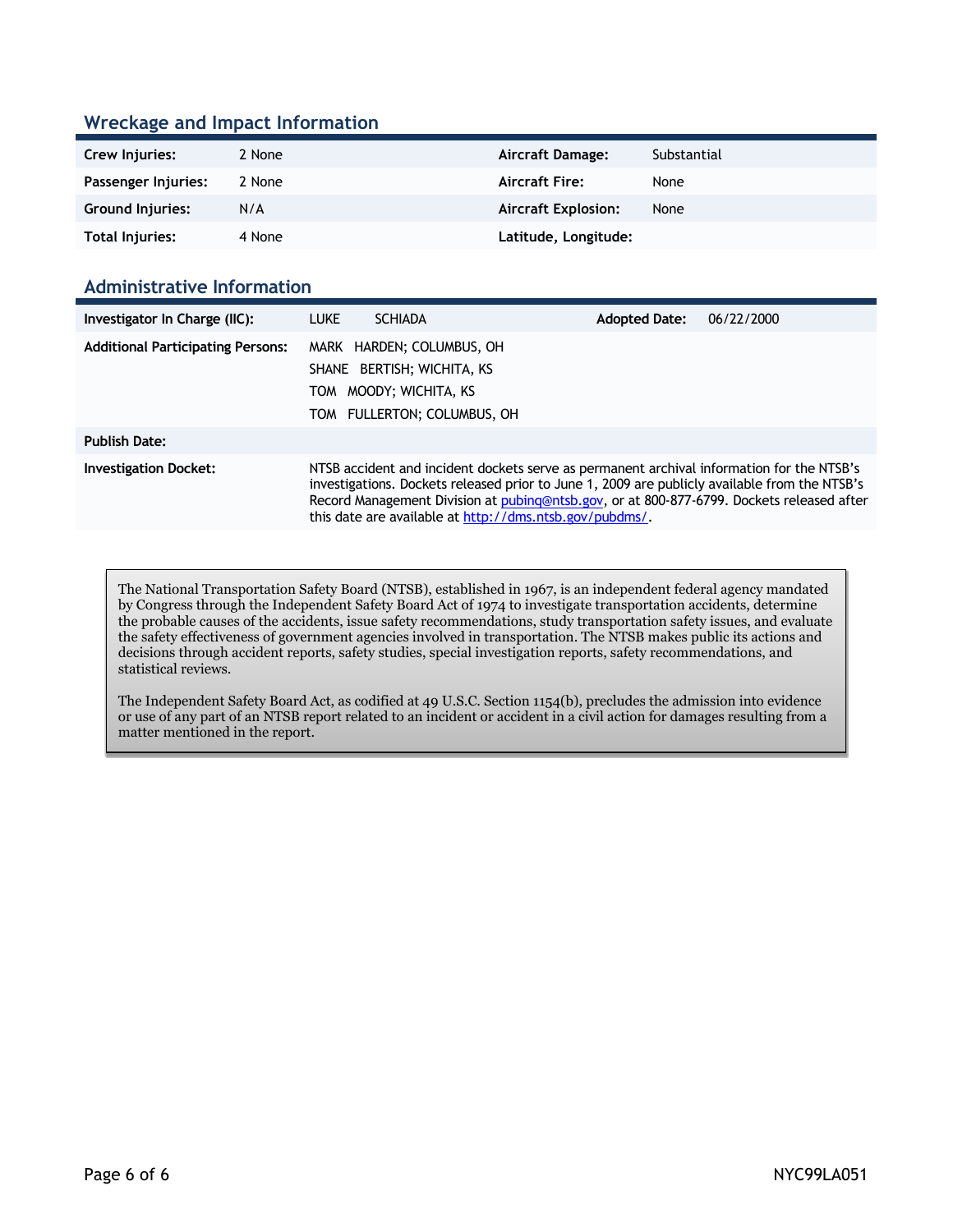## Wreckage and Impact Information

| | | | |
|---|---|---|---|
| **Crew Injuries:** | 2 None | **Aircraft Damage:** | Substantial |
| **Passenger Injuries:** | 2 None | **Aircraft Fire:** | None |
| **Ground Injuries:** | N/A | **Aircraft Explosion:** | None |
| **Total Injuries:** | 4 None | **Latitude, Longitude:** | |

## Administrative Information

| | | | |
|---|---|---|---|
| **Investigator In Charge (IIC):** | LUKE SCHIADA | **Adopted Date:** | 06/22/2000 |
| **Additional Participating Persons:** | MARK HARDEN; COLUMBUS, OH<br>SHANE BERTISH; WICHITA, KS<br>TOM MOODY; WICHITA, KS<br>TOM FULLERTON; COLUMBUS, OH | | |
| **Publish Date:** | | | |
| **Investigation Docket:** | NTSB accident and incident dockets serve as permanent archival information for the NTSB's investigations. Dockets released prior to June 1, 2009 are publicly available from the NTSB's Record Management Division at pubinq@ntsb.gov, or at 800-877-6799. Dockets released after this date are available at http://dms.ntsb.gov/pubdms/. | | |

The National Transportation Safety Board (NTSB), established in 1967, is an independent federal agency mandated by Congress through the Independent Safety Board Act of 1974 to investigate transportation accidents, determine the probable causes of the accidents, issue safety recommendations, study transportation safety issues, and evaluate the safety effectiveness of government agencies involved in transportation. The NTSB makes public its actions and decisions through accident reports, safety studies, special investigation reports, safety recommendations, and statistical reviews.

The Independent Safety Board Act, as codified at 49 U.S.C. Section 1154(b), precludes the admission into evidence or use of any part of an NTSB report related to an incident or accident in a civil action for damages resulting from a matter mentioned in the report.